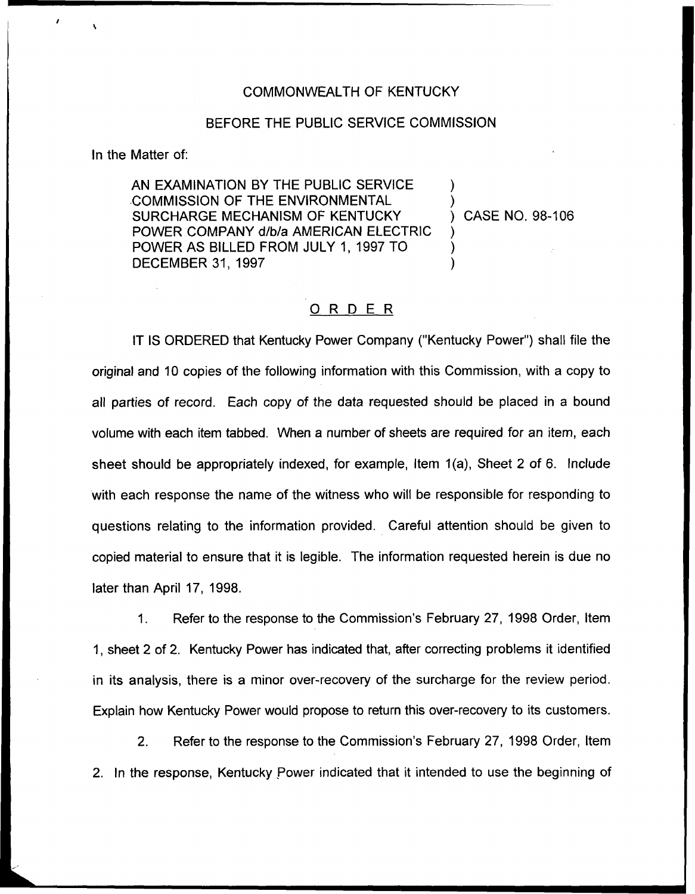COMMONWEALTH OF KENTUCKY

BEFORE THE PUBLIC SERVICE COMMISSION

In the Matter of:

AN EXAMINATION BY THE PUBLIC SERVICE COMMISSION OF THE ENVIRONMENTAL SURCHARGE MECHANISM OF KENTUCKY POWER COMPANY d/b/a AMERICAN ELECTRIC POWER AS BILLED FROM JULY 1, 1997 TO DECEMBER 31, 1997 ) CASE NO. 98-106

# ORDER

IT IS ORDERED that Kentucky Power Company ("Kentucky Power") shall file the original and 10 copies of the following information with this Commission, with a copy to all parties of record. Each copy of the data requested should be placed in a bound volume with each item tabbed. When a number of sheets are required for an item, each sheet should be appropriately indexed, for example, Item 1(a), Sheet 2 of 6. Include with each response the name of the witness who will be responsible for responding to questions relating to the information provided. Careful attention should be given to copied material to ensure that it is legible. The information requested herein is due no later than April 17, 1998.

1. Refer to the response to the Commission's February 27, 1998 Order, Item 1, sheet 2 of 2. Kentucky Power has indicated that, after correcting problems it identified in its analysis, there is a minor over-recovery of the surcharge for the review period. Explain how Kentucky Power would propose to return this over-recovery to its customers.

2. Refer to the response to the Commission's February 27, 1998 Order, Item 2. In the response, Kentucky Power indicated that it intended to use the beginning of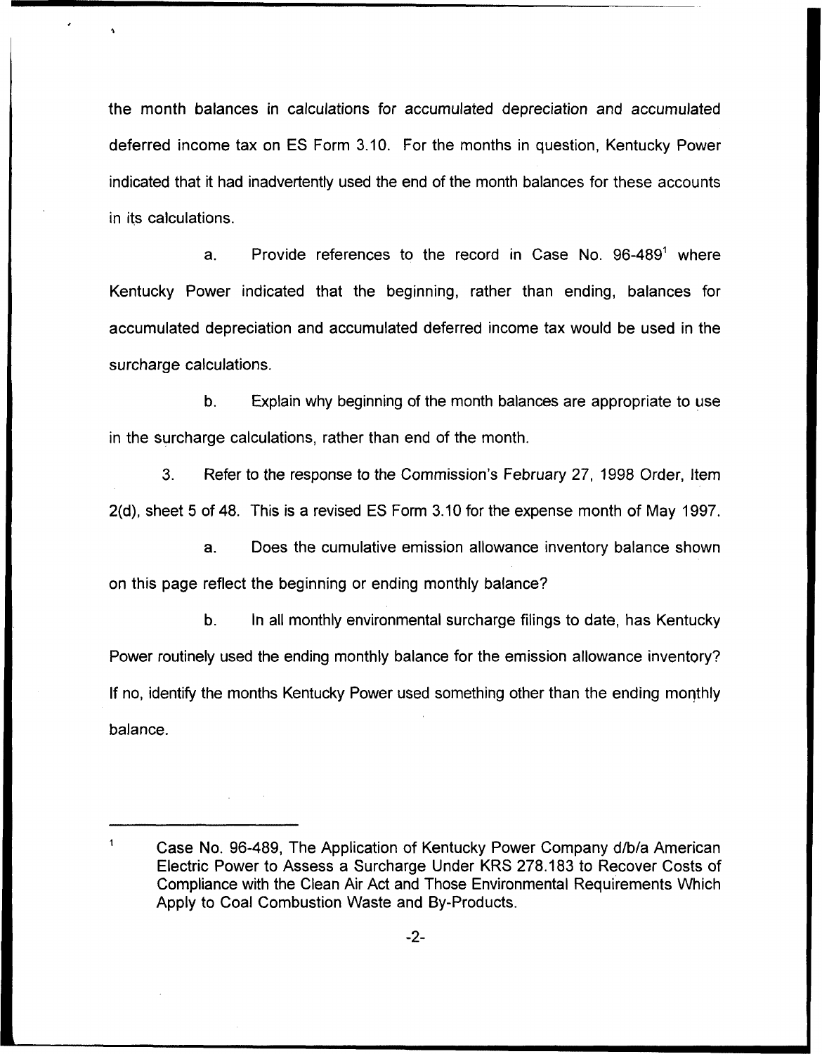the month balances in calculations for accumulated depreciation and accumulated deferred income tax on ES Form 3.10. For the months in question, Kentucky Power indicated that it had inadvertently used the end of the month balances for these accounts in its calculations.

a. Provide references to the record in Case No. 96-489[1] where Kentucky Power indicated that the beginning, rather than ending, balances for accumulated depreciation and accumulated deferred income tax would be used in the surcharge calculations.

b. Explain why beginning of the month balances are appropriate to use in the surcharge calculations, rather than end of the month.

3. Refer to the response to the Commission's February 27, 1998 Order, Item 2(d), sheet 5 of 48. This is a revised ES Form 3.10 for the expense month of May 1997.

a. Does the cumulative emission allowance inventory balance shown on this page reflect the beginning or ending monthly balance?

b. In all monthly environmental surcharge filings to date, has Kentucky Power routinely used the ending monthly balance for the emission allowance inventory? If no, identify the months Kentucky Power used something other than the ending monthly balance.

---

[1] Case No. 96-489, The Application of Kentucky Power Company d/b/a American Electric Power to Assess a Surcharge Under KRS 278.183 to Recover Costs of Compliance with the Clean Air Act and Those Environmental Requirements Which Apply to Coal Combustion Waste and By-Products.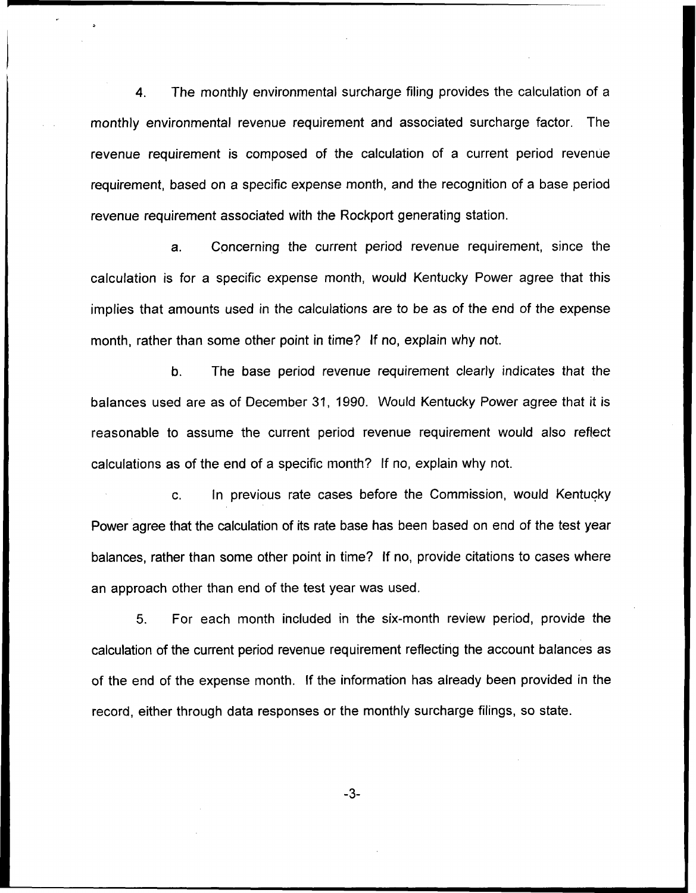4. The monthly environmental surcharge filing provides the calculation of a monthly environmental revenue requirement and associated surcharge factor. The revenue requirement is composed of the calculation of a current period revenue requirement, based on a specific expense month, and the recognition of a base period revenue requirement associated with the Rockport generating station.

a. Concerning the current period revenue requirement, since the calculation is for a specific expense month, would Kentucky Power agree that this implies that amounts used in the calculations are to be as of the end of the expense month, rather than some other point in time? If no, explain why not.

b. The base period revenue requirement clearly indicates that the balances used are as of December 31, 1990. Would Kentucky Power agree that it is reasonable to assume the current period revenue requirement would also reflect calculations as of the end of a specific month? If no, explain why not.

c. In previous rate cases before the Commission, would Kentucky Power agree that the calculation of its rate base has been based on end of the test year balances, rather than some other point in time? If no, provide citations to cases where an approach other than end of the test year was used.

5. For each month included in the six-month review period, provide the calculation of the current period revenue requirement reflecting the account balances as of the end of the expense month. If the information has already been provided in the record, either through data responses or the monthly surcharge filings, so state.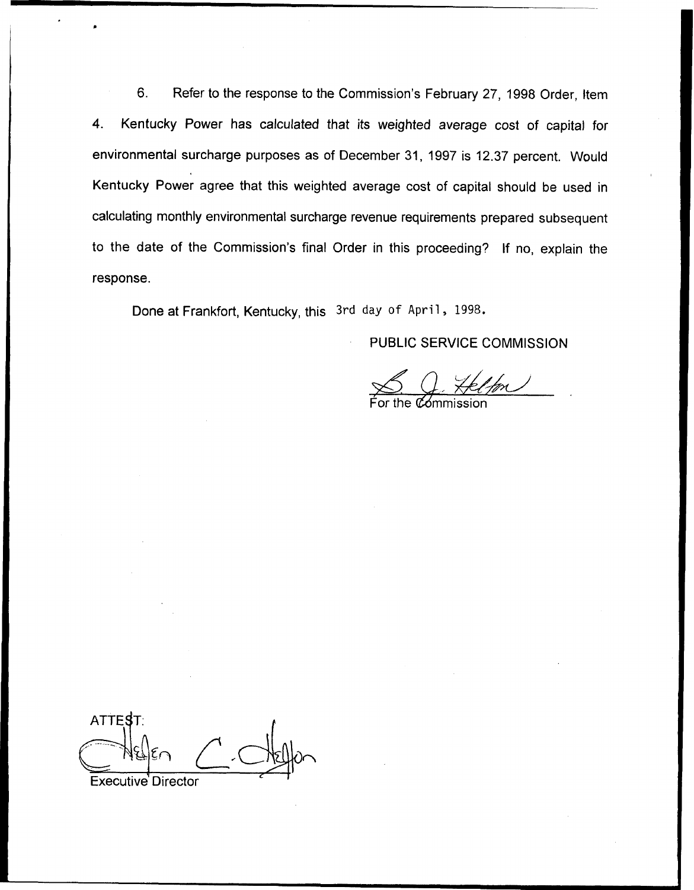6. Refer to the response to the Commission's February 27, 1998 Order, Item 4. Kentucky Power has calculated that its weighted average cost of capital for environmental surcharge purposes as of December 31, 1997 is 12.37 percent. Would Kentucky Power agree that this weighted average cost of capital should be used in calculating monthly environmental surcharge revenue requirements prepared subsequent to the date of the Commission's final Order in this proceeding? If no, explain the response.

Done at Frankfort, Kentucky, this 3rd day of April, 1998.

PUBLIC SERVICE COMMISSION

For the Commission

ATTEST:

Executive Director